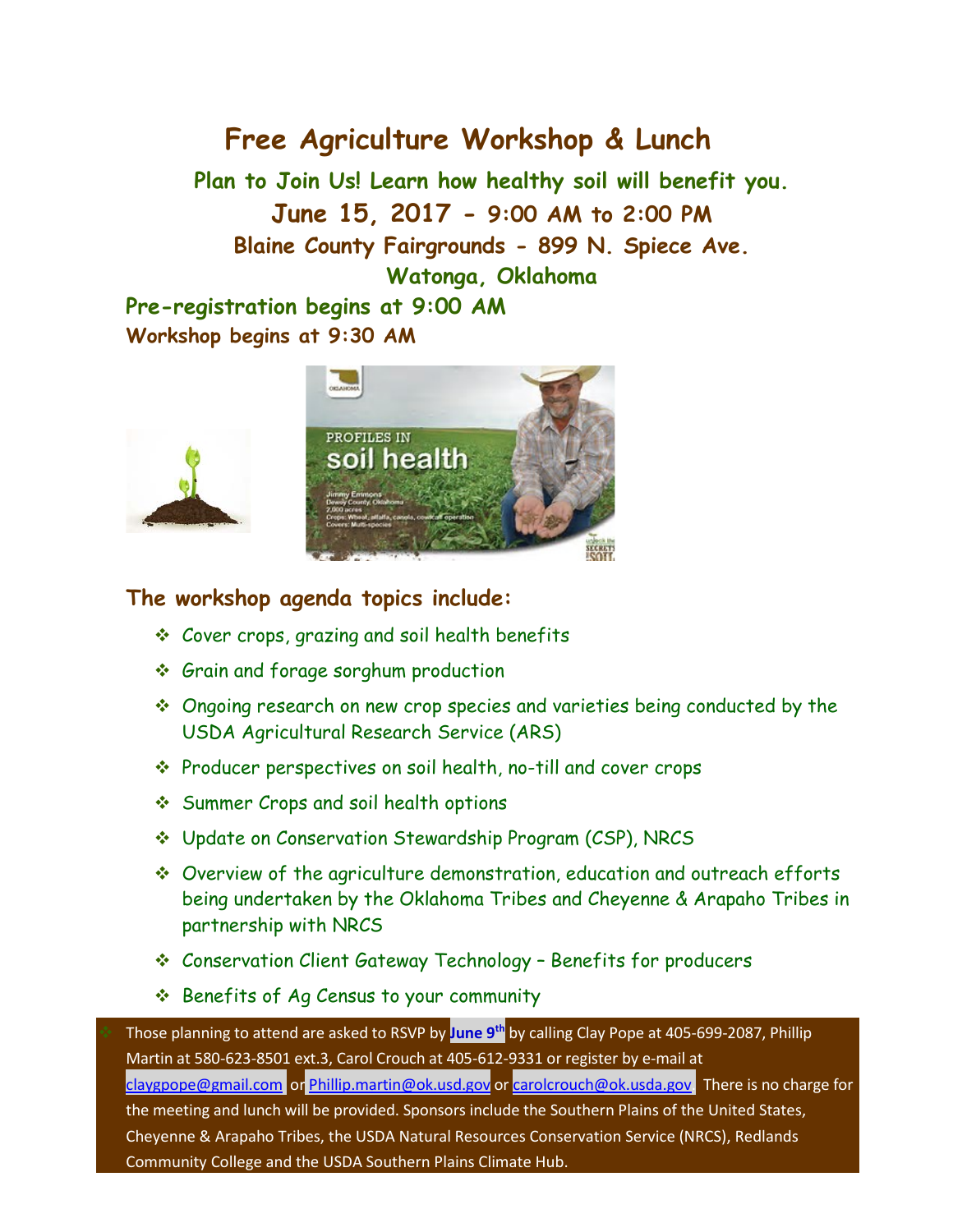# Free Agriculture Workshop & Lunch

## Plan to Join Us! Learn how healthy soil will benefit you.

## June 15, 2017 - 9:00 AM to 2:00 PM

## Blaine County Fairgrounds - 899 N. Spiece Ave.

## Watonga, Oklahoma

**Pre-registration begins at 9:00 AM**

**Workshop begins at 9:30 AM**

### The workshop agenda topics include:

- Cover crops, grazing and soil health benefits
- Grain and forage sorghum production
- Ongoing research on new crop species and varieties being conducted by the USDA Agricultural Research Service (ARS)
- Producer perspectives on soil health, no-till and cover crops
- Summer Crops and soil health options
- Update on Conservation Stewardship Program (CSP), NRCS
- Overview of the agriculture demonstration, education and outreach efforts being undertaken by the Oklahoma Tribes and Cheyenne & Arapaho Tribes in partnership with NRCS
- Conservation Client Gateway Technology – Benefits for producers
- Benefits of Ag Census to your community

Those planning to attend are asked to RSVP by **June 9th** by calling Clay Pope at 405-699-2087, Phillip Martin at 580-623-8501 ext.3, Carol Crouch at 405-612-9331 or register by e-mail at claygpope@gmail.com or Phillip.martin@ok.usd.gov or carolcrouch@ok.usda.gov There is no charge for the meeting and lunch will be provided. Sponsors include the Southern Plains of the United States, Cheyenne & Arapaho Tribes, the USDA Natural Resources Conservation Service (NRCS), Redlands Community College and the USDA Southern Plains Climate Hub.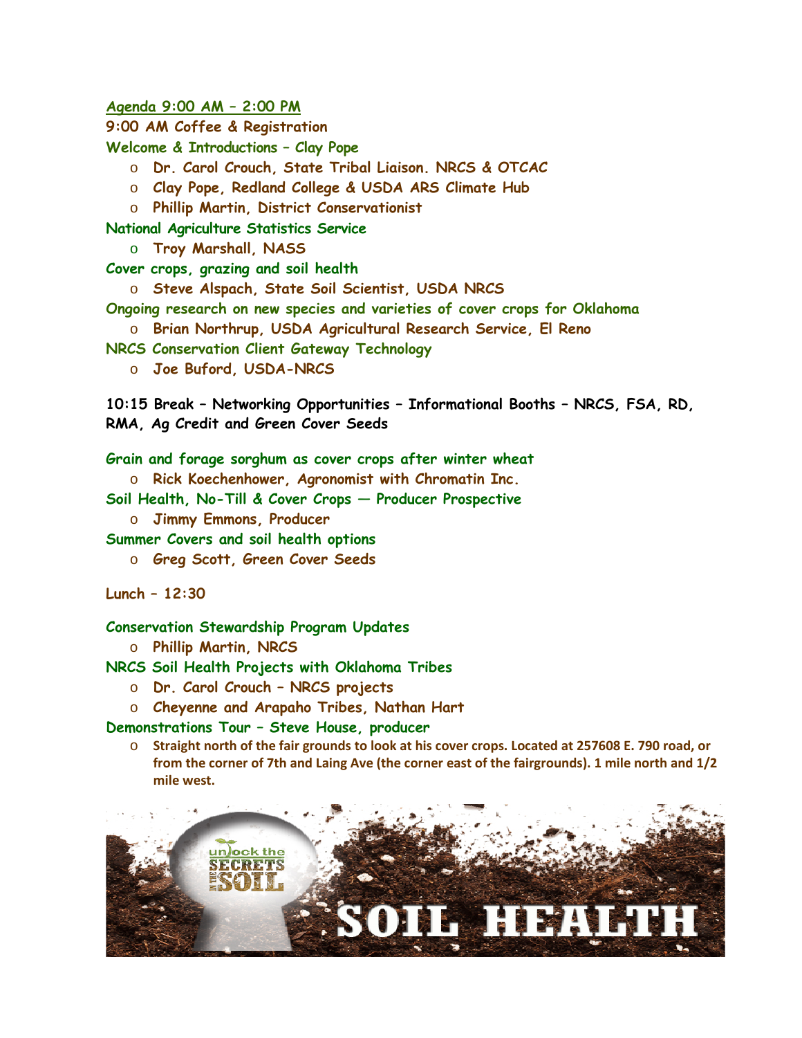Agenda 9:00 AM – 2:00 PM

**9:00 AM Coffee & Registration**

**Welcome & Introductions – Clay Pope**

- **Dr. Carol Crouch, State Tribal Liaison. NRCS & OTCAC**
- **Clay Pope, Redland College & USDA ARS Climate Hub**
- **Phillip Martin, District Conservationist**

**National Agriculture Statistics Service**

- **Troy Marshall, NASS**

**Cover crops, grazing and soil health**

- **Steve Alspach, State Soil Scientist, USDA NRCS**

**Ongoing research on new species and varieties of cover crops for Oklahoma**

- **Brian Northrup, USDA Agricultural Research Service, El Reno**

**NRCS Conservation Client Gateway Technology**

- **Joe Buford, USDA-NRCS**

**10:15 Break – Networking Opportunities – Informational Booths – NRCS, FSA, RD, RMA, Ag Credit and Green Cover Seeds**

**Grain and forage sorghum as cover crops after winter wheat**

- **Rick Koechenhower, Agronomist with Chromatin Inc.**

**Soil Health, No-Till & Cover Crops — Producer Prospective**

- **Jimmy Emmons, Producer**

**Summer Covers and soil health options**

- **Greg Scott, Green Cover Seeds**

**Lunch – 12:30**

**Conservation Stewardship Program Updates**

- **Phillip Martin, NRCS**

**NRCS Soil Health Projects with Oklahoma Tribes**

- **Dr. Carol Crouch – NRCS projects**
- **Cheyenne and Arapaho Tribes, Nathan Hart**

**Demonstrations Tour – Steve House, producer**

- **Straight north of the fair grounds to look at his cover crops. Located at 257608 E. 790 road, or from the corner of 7th and Laing Ave (the corner east of the fairgrounds). 1 mile north and 1/2 mile west.**

unlock the SECRETS IN THE SOIL

SOIL HEALTH